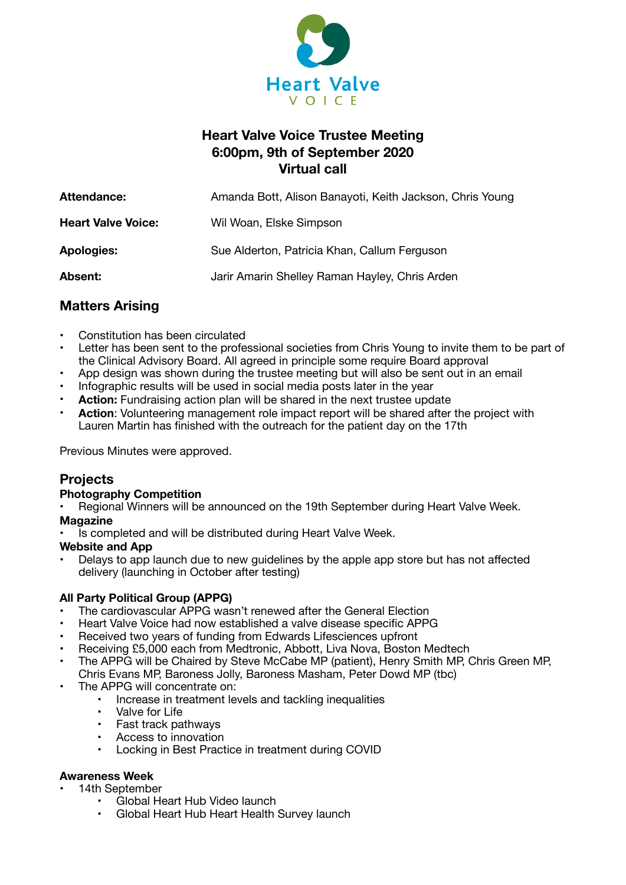Heart Valve VOICE

# Heart Valve Voice Trustee Meeting
## 6:00pm, 9th of September 2020
## Virtual call

| | |
|---|---|
| **Attendance:** | Amanda Bott, Alison Banayoti, Keith Jackson, Chris Young |
| **Heart Valve Voice:** | Wil Woan, Elske Simpson |
| **Apologies:** | Sue Alderton, Patricia Khan, Callum Ferguson |
| **Absent:** | Jarir Amarin Shelley Raman Hayley, Chris Arden |

## Matters Arising

- Constitution has been circulated
- Letter has been sent to the professional societies from Chris Young to invite them to be part of the Clinical Advisory Board. All agreed in principle some require Board approval
- App design was shown during the trustee meeting but will also be sent out in an email
- Infographic results will be used in social media posts later in the year
- **Action:** Fundraising action plan will be shared in the next trustee update
- **Action**: Volunteering management role impact report will be shared after the project with Lauren Martin has finished with the outreach for the patient day on the 17th

Previous Minutes were approved.

## Projects

### Photography Competition

- Regional Winners will be announced on the 19th September during Heart Valve Week.

### Magazine

- Is completed and will be distributed during Heart Valve Week.

### Website and App

- Delays to app launch due to new guidelines by the apple app store but has not affected delivery (launching in October after testing)

### All Party Political Group (APPG)

- The cardiovascular APPG wasn't renewed after the General Election
- Heart Valve Voice had now established a valve disease specific APPG
- Received two years of funding from Edwards Lifesciences upfront
- Receiving £5,000 each from Medtronic, Abbott, Liva Nova, Boston Medtech
- The APPG will be Chaired by Steve McCabe MP (patient), Henry Smith MP, Chris Green MP, Chris Evans MP, Baroness Jolly, Baroness Masham, Peter Dowd MP (tbc)
- The APPG will concentrate on:
  - Increase in treatment levels and tackling inequalities
  - Valve for Life
  - Fast track pathways
  - Access to innovation
  - Locking in Best Practice in treatment during COVID

### Awareness Week

- 14th September
  - Global Heart Hub Video launch
  - Global Heart Hub Heart Health Survey launch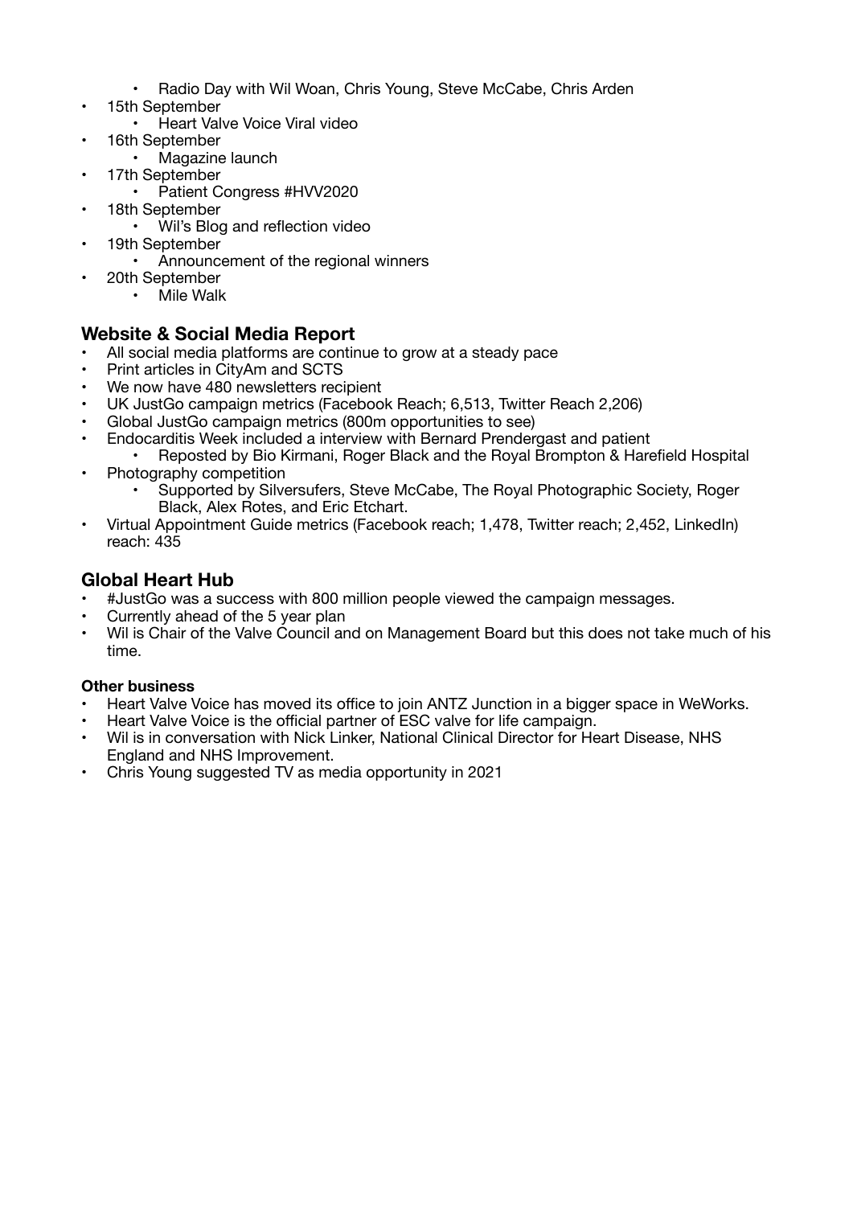- Radio Day with Wil Woan, Chris Young, Steve McCabe, Chris Arden
- 15th September
  - Heart Valve Voice Viral video
- 16th September
  - Magazine launch
- 17th September
  - Patient Congress #HVV2020
- 18th September
  - Wil's Blog and reflection video
- 19th September
  - Announcement of the regional winners
- 20th September
  - Mile Walk

## Website & Social Media Report

- All social media platforms are continue to grow at a steady pace
- Print articles in CityAm and SCTS
- We now have 480 newsletters recipient
- UK JustGo campaign metrics (Facebook Reach; 6,513, Twitter Reach 2,206)
- Global JustGo campaign metrics (800m opportunities to see)
- Endocarditis Week included a interview with Bernard Prendergast and patient
  - Reposted by Bio Kirmani, Roger Black and the Royal Brompton & Harefield Hospital
- Photography competition
  - Supported by Silversufers, Steve McCabe, The Royal Photographic Society, Roger Black, Alex Rotes, and Eric Etchart.
- Virtual Appointment Guide metrics (Facebook reach; 1,478, Twitter reach; 2,452, LinkedIn) reach: 435

## Global Heart Hub

- #JustGo was a success with 800 million people viewed the campaign messages.
- Currently ahead of the 5 year plan
- Wil is Chair of the Valve Council and on Management Board but this does not take much of his time.

**Other business**

- Heart Valve Voice has moved its office to join ANTZ Junction in a bigger space in WeWorks.
- Heart Valve Voice is the official partner of ESC valve for life campaign.
- Wil is in conversation with Nick Linker, National Clinical Director for Heart Disease, NHS England and NHS Improvement.
- Chris Young suggested TV as media opportunity in 2021